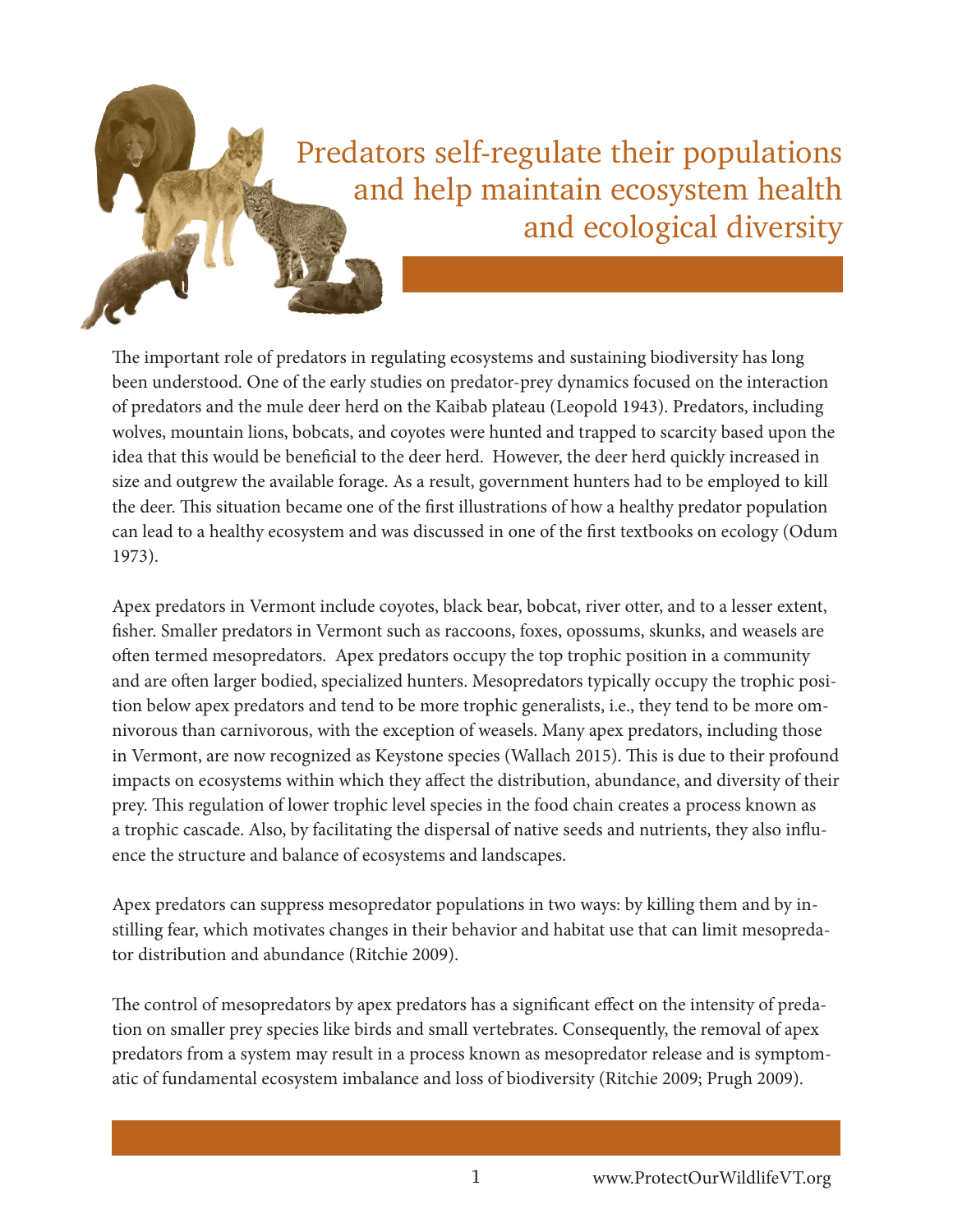# Predators self-regulate their populations and help maintain ecosystem health and ecological diversity

The important role of predators in regulating ecosystems and sustaining biodiversity has long been understood. One of the early studies on predator-prey dynamics focused on the interaction of predators and the mule deer herd on the Kaibab plateau (Leopold 1943). Predators, including wolves, mountain lions, bobcats, and coyotes were hunted and trapped to scarcity based upon the idea that this would be beneficial to the deer herd. However, the deer herd quickly increased in size and outgrew the available forage. As a result, government hunters had to be employed to kill the deer. This situation became one of the first illustrations of how a healthy predator population can lead to a healthy ecosystem and was discussed in one of the first textbooks on ecology (Odum 1973).

Apex predators in Vermont include coyotes, black bear, bobcat, river otter, and to a lesser extent, fisher. Smaller predators in Vermont such as raccoons, foxes, opossums, skunks, and weasels are often termed mesopredators. Apex predators occupy the top trophic position in a community and are often larger bodied, specialized hunters. Mesopredators typically occupy the trophic position below apex predators and tend to be more trophic generalists, i.e., they tend to be more omnivorous than carnivorous, with the exception of weasels. Many apex predators, including those in Vermont, are now recognized as Keystone species (Wallach 2015). This is due to their profound impacts on ecosystems within which they affect the distribution, abundance, and diversity of their prey. This regulation of lower trophic level species in the food chain creates a process known as a trophic cascade. Also, by facilitating the dispersal of native seeds and nutrients, they also influence the structure and balance of ecosystems and landscapes.

Apex predators can suppress mesopredator populations in two ways: by killing them and by instilling fear, which motivates changes in their behavior and habitat use that can limit mesopredator distribution and abundance (Ritchie 2009).

The control of mesopredators by apex predators has a significant effect on the intensity of predation on smaller prey species like birds and small vertebrates. Consequently, the removal of apex predators from a system may result in a process known as mesopredator release and is symptomatic of fundamental ecosystem imbalance and loss of biodiversity (Ritchie 2009; Prugh 2009).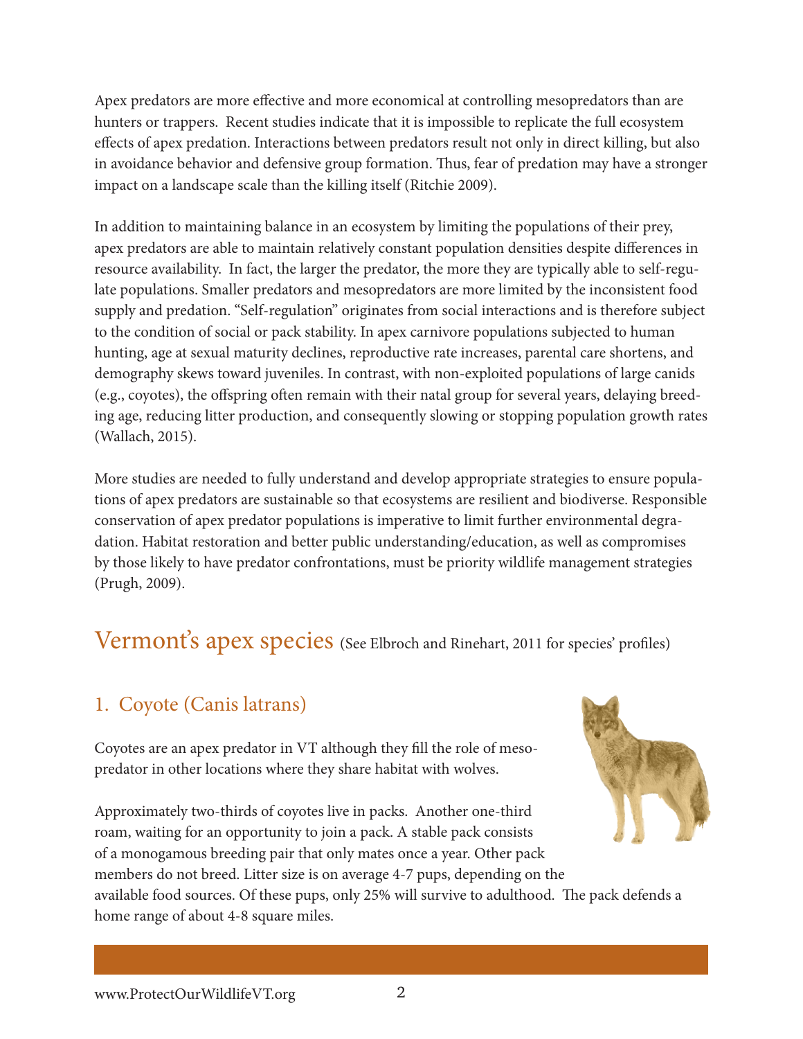Apex predators are more effective and more economical at controlling mesopredators than are hunters or trappers. Recent studies indicate that it is impossible to replicate the full ecosystem effects of apex predation. Interactions between predators result not only in direct killing, but also in avoidance behavior and defensive group formation. Thus, fear of predation may have a stronger impact on a landscape scale than the killing itself (Ritchie 2009).

In addition to maintaining balance in an ecosystem by limiting the populations of their prey, apex predators are able to maintain relatively constant population densities despite differences in resource availability. In fact, the larger the predator, the more they are typically able to self-regulate populations. Smaller predators and mesopredators are more limited by the inconsistent food supply and predation. "Self-regulation" originates from social interactions and is therefore subject to the condition of social or pack stability. In apex carnivore populations subjected to human hunting, age at sexual maturity declines, reproductive rate increases, parental care shortens, and demography skews toward juveniles. In contrast, with non-exploited populations of large canids (e.g., coyotes), the offspring often remain with their natal group for several years, delaying breeding age, reducing litter production, and consequently slowing or stopping population growth rates (Wallach, 2015).

More studies are needed to fully understand and develop appropriate strategies to ensure populations of apex predators are sustainable so that ecosystems are resilient and biodiverse. Responsible conservation of apex predator populations is imperative to limit further environmental degradation. Habitat restoration and better public understanding/education, as well as compromises by those likely to have predator confrontations, must be priority wildlife management strategies (Prugh, 2009).

## Vermont's apex species (See Elbroch and Rinehart, 2011 for species' profiles)

### 1. Coyote (Canis latrans)

Coyotes are an apex predator in VT although they fill the role of mesopredator in other locations where they share habitat with wolves.

Approximately two-thirds of coyotes live in packs. Another one-third roam, waiting for an opportunity to join a pack. A stable pack consists of a monogamous breeding pair that only mates once a year. Other pack members do not breed. Litter size is on average 4-7 pups, depending on the available food sources. Of these pups, only 25% will survive to adulthood. The pack defends a home range of about 4-8 square miles.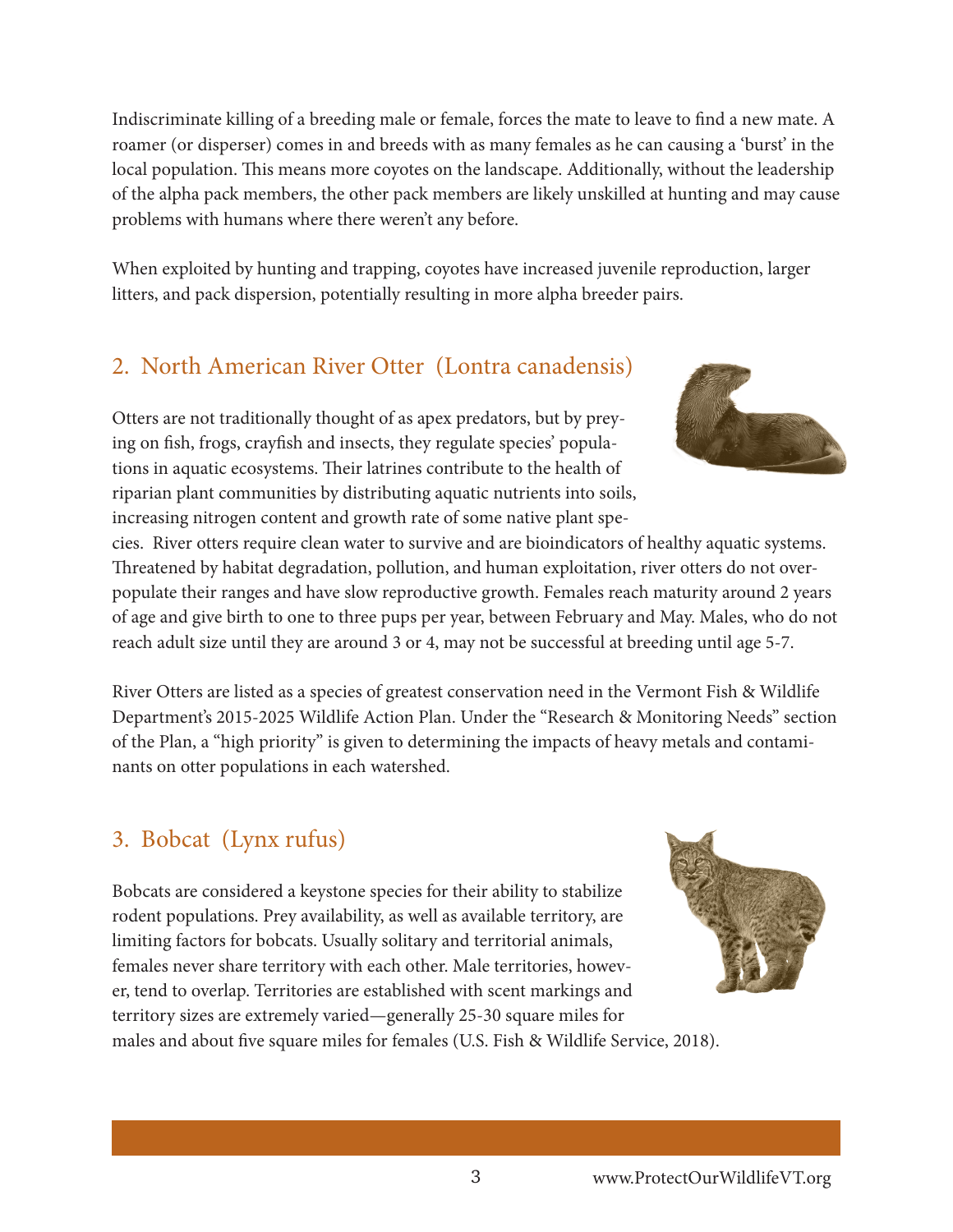Indiscriminate killing of a breeding male or female, forces the mate to leave to find a new mate. A roamer (or disperser) comes in and breeds with as many females as he can causing a 'burst' in the local population. This means more coyotes on the landscape. Additionally, without the leadership of the alpha pack members, the other pack members are likely unskilled at hunting and may cause problems with humans where there weren't any before.

When exploited by hunting and trapping, coyotes have increased juvenile reproduction, larger litters, and pack dispersion, potentially resulting in more alpha breeder pairs.

## 2. North American River Otter (Lontra canadensis)

Otters are not traditionally thought of as apex predators, but by preying on fish, frogs, crayfish and insects, they regulate species' populations in aquatic ecosystems. Their latrines contribute to the health of riparian plant communities by distributing aquatic nutrients into soils, increasing nitrogen content and growth rate of some native plant species. River otters require clean water to survive and are bioindicators of healthy aquatic systems. Threatened by habitat degradation, pollution, and human exploitation, river otters do not overpopulate their ranges and have slow reproductive growth. Females reach maturity around 2 years of age and give birth to one to three pups per year, between February and May. Males, who do not reach adult size until they are around 3 or 4, may not be successful at breeding until age 5-7.

River Otters are listed as a species of greatest conservation need in the Vermont Fish & Wildlife Department's 2015-2025 Wildlife Action Plan. Under the "Research & Monitoring Needs" section of the Plan, a "high priority" is given to determining the impacts of heavy metals and contaminants on otter populations in each watershed.

## 3. Bobcat (Lynx rufus)

Bobcats are considered a keystone species for their ability to stabilize rodent populations. Prey availability, as well as available territory, are limiting factors for bobcats. Usually solitary and territorial animals, females never share territory with each other. Male territories, however, tend to overlap. Territories are established with scent markings and territory sizes are extremely varied—generally 25-30 square miles for males and about five square miles for females (U.S. Fish & Wildlife Service, 2018).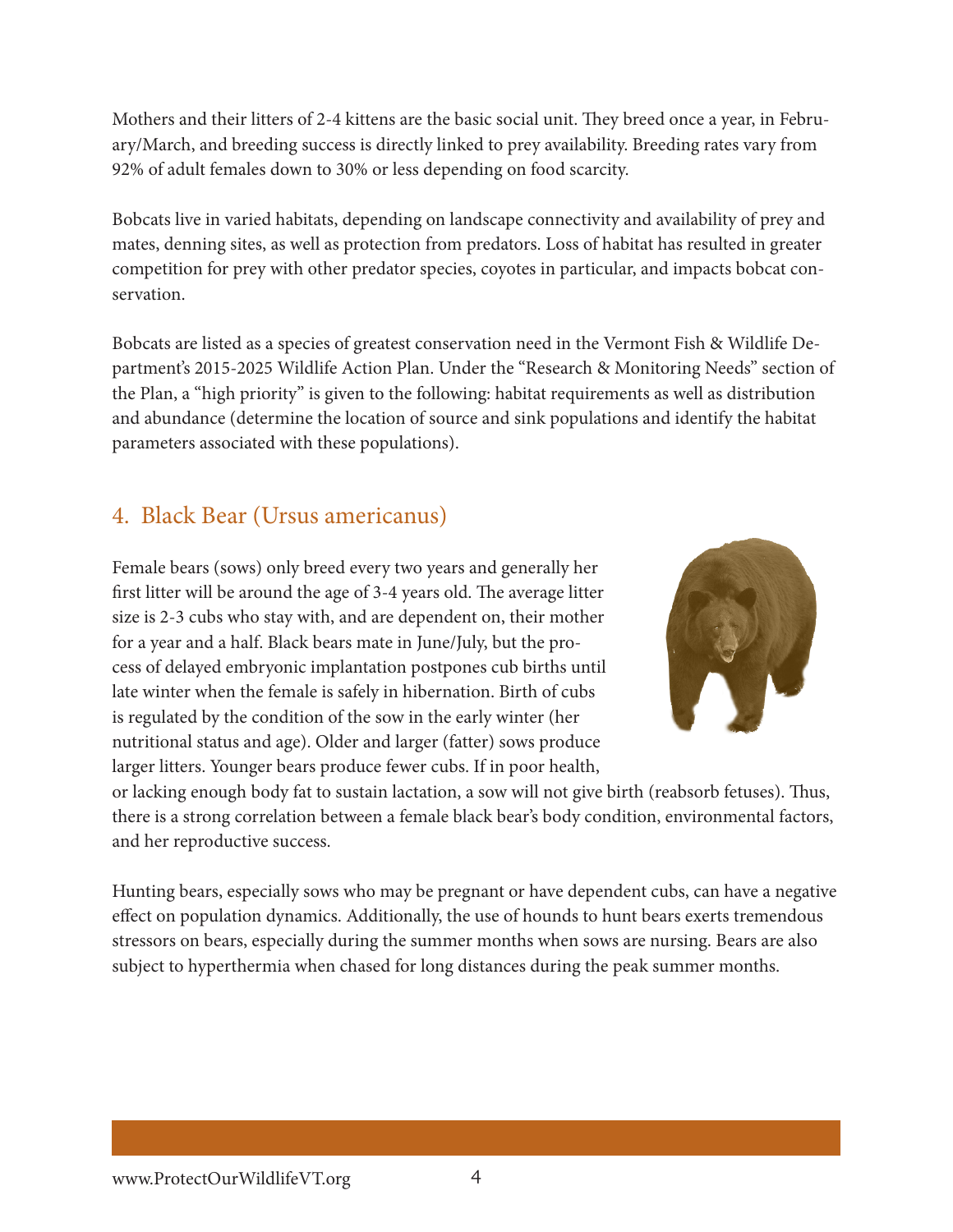Mothers and their litters of 2-4 kittens are the basic social unit. They breed once a year, in February/March, and breeding success is directly linked to prey availability. Breeding rates vary from 92% of adult females down to 30% or less depending on food scarcity.

Bobcats live in varied habitats, depending on landscape connectivity and availability of prey and mates, denning sites, as well as protection from predators. Loss of habitat has resulted in greater competition for prey with other predator species, coyotes in particular, and impacts bobcat conservation.

Bobcats are listed as a species of greatest conservation need in the Vermont Fish & Wildlife Department's 2015-2025 Wildlife Action Plan. Under the "Research & Monitoring Needs" section of the Plan, a "high priority" is given to the following: habitat requirements as well as distribution and abundance (determine the location of source and sink populations and identify the habitat parameters associated with these populations).

## 4. Black Bear (Ursus americanus)

Female bears (sows) only breed every two years and generally her first litter will be around the age of 3-4 years old. The average litter size is 2-3 cubs who stay with, and are dependent on, their mother for a year and a half. Black bears mate in June/July, but the process of delayed embryonic implantation postpones cub births until late winter when the female is safely in hibernation. Birth of cubs is regulated by the condition of the sow in the early winter (her nutritional status and age). Older and larger (fatter) sows produce larger litters. Younger bears produce fewer cubs. If in poor health, or lacking enough body fat to sustain lactation, a sow will not give birth (reabsorb fetuses). Thus, there is a strong correlation between a female black bear's body condition, environmental factors, and her reproductive success.

Hunting bears, especially sows who may be pregnant or have dependent cubs, can have a negative effect on population dynamics. Additionally, the use of hounds to hunt bears exerts tremendous stressors on bears, especially during the summer months when sows are nursing. Bears are also subject to hyperthermia when chased for long distances during the peak summer months.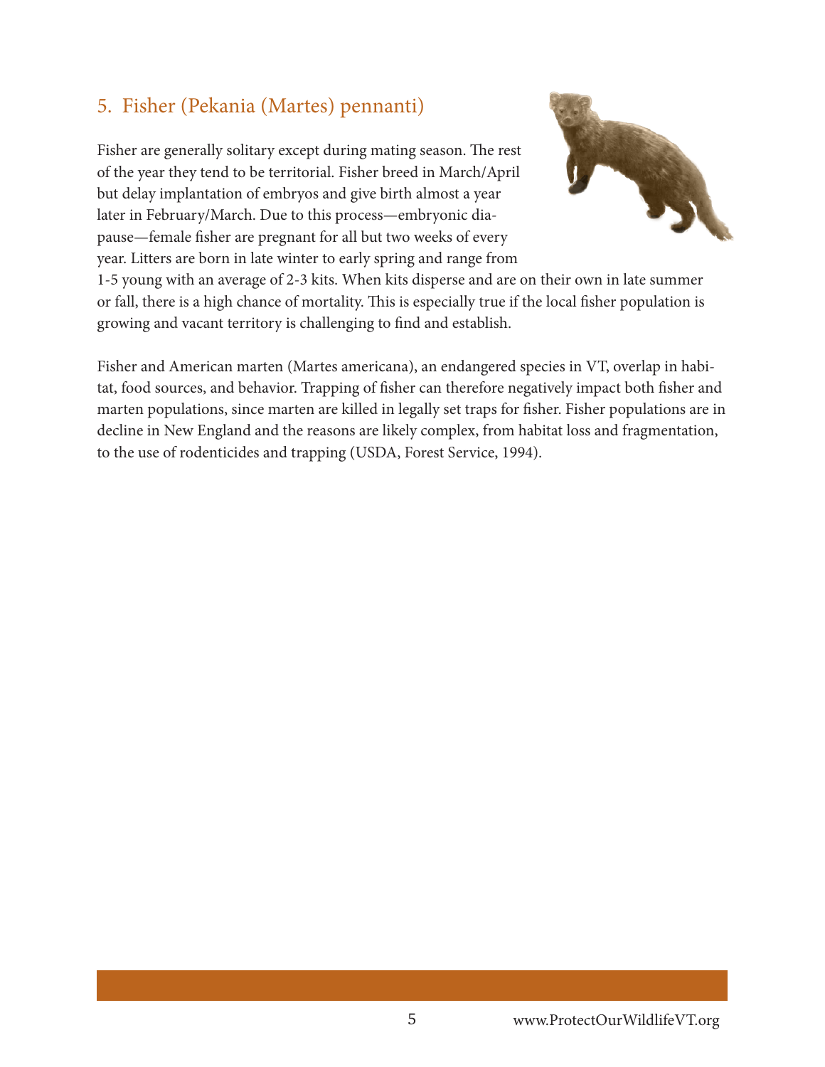## 5. Fisher (Pekania (Martes) pennanti)

Fisher are generally solitary except during mating season. The rest of the year they tend to be territorial. Fisher breed in March/April but delay implantation of embryos and give birth almost a year later in February/March. Due to this process—embryonic diapause—female fisher are pregnant for all but two weeks of every year. Litters are born in late winter to early spring and range from 1-5 young with an average of 2-3 kits. When kits disperse and are on their own in late summer or fall, there is a high chance of mortality. This is especially true if the local fisher population is growing and vacant territory is challenging to find and establish.

Fisher and American marten (Martes americana), an endangered species in VT, overlap in habitat, food sources, and behavior. Trapping of fisher can therefore negatively impact both fisher and marten populations, since marten are killed in legally set traps for fisher. Fisher populations are in decline in New England and the reasons are likely complex, from habitat loss and fragmentation, to the use of rodenticides and trapping (USDA, Forest Service, 1994).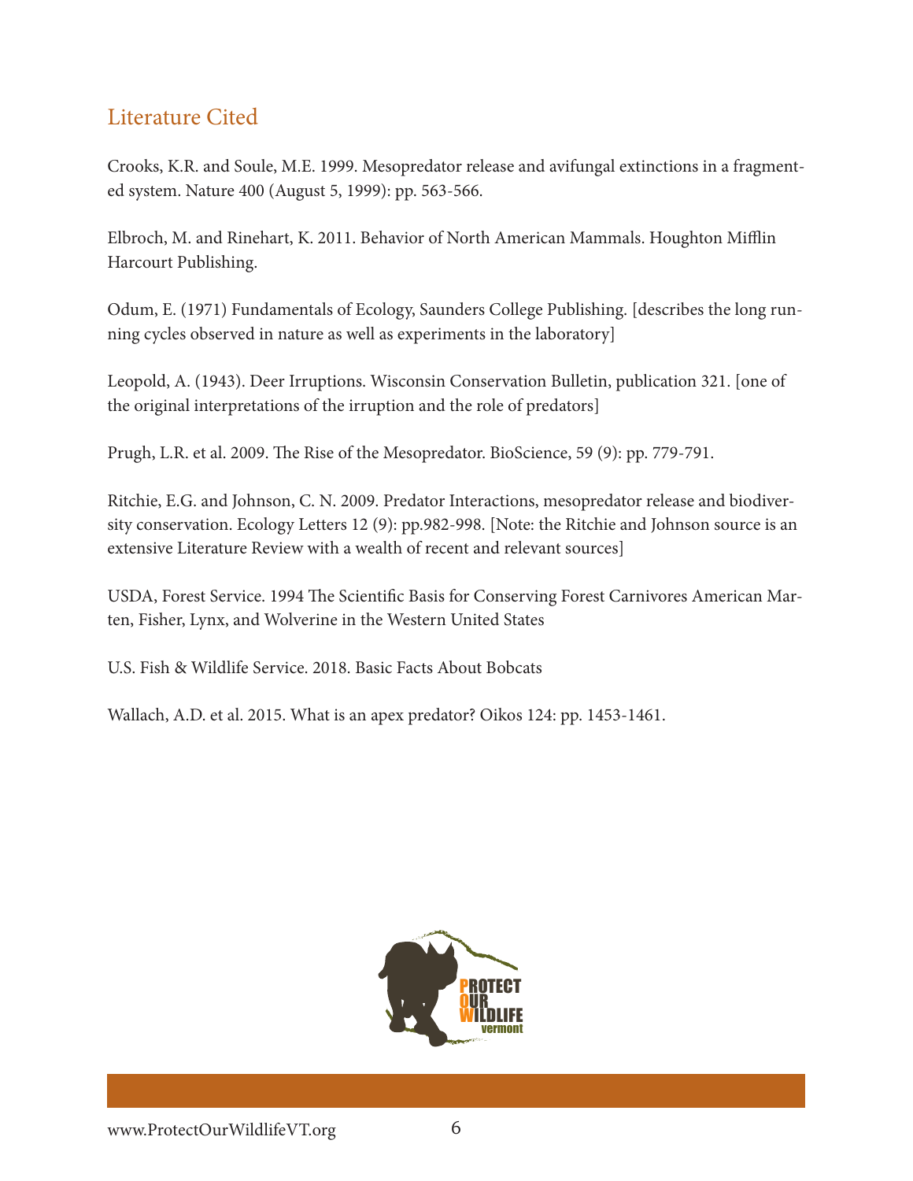## Literature Cited

Crooks, K.R. and Soule, M.E. 1999. Mesopredator release and avifungal extinctions in a fragmented system. Nature 400 (August 5, 1999): pp. 563-566.

Elbroch, M. and Rinehart, K. 2011. Behavior of North American Mammals. Houghton Mifflin Harcourt Publishing.

Odum, E. (1971) Fundamentals of Ecology, Saunders College Publishing. [describes the long running cycles observed in nature as well as experiments in the laboratory]

Leopold, A. (1943). Deer Irruptions. Wisconsin Conservation Bulletin, publication 321. [one of the original interpretations of the irruption and the role of predators]

Prugh, L.R. et al. 2009. The Rise of the Mesopredator. BioScience, 59 (9): pp. 779-791.

Ritchie, E.G. and Johnson, C. N. 2009. Predator Interactions, mesopredator release and biodiversity conservation. Ecology Letters 12 (9): pp.982-998. [Note: the Ritchie and Johnson source is an extensive Literature Review with a wealth of recent and relevant sources]

USDA, Forest Service. 1994 The Scientific Basis for Conserving Forest Carnivores American Marten, Fisher, Lynx, and Wolverine in the Western United States

U.S. Fish & Wildlife Service. 2018. Basic Facts About Bobcats

Wallach, A.D. et al. 2015. What is an apex predator? Oikos 124: pp. 1453-1461.

PROTECT OUR WILDLIFE vermont

www.ProtectOurWildlifeVT.org